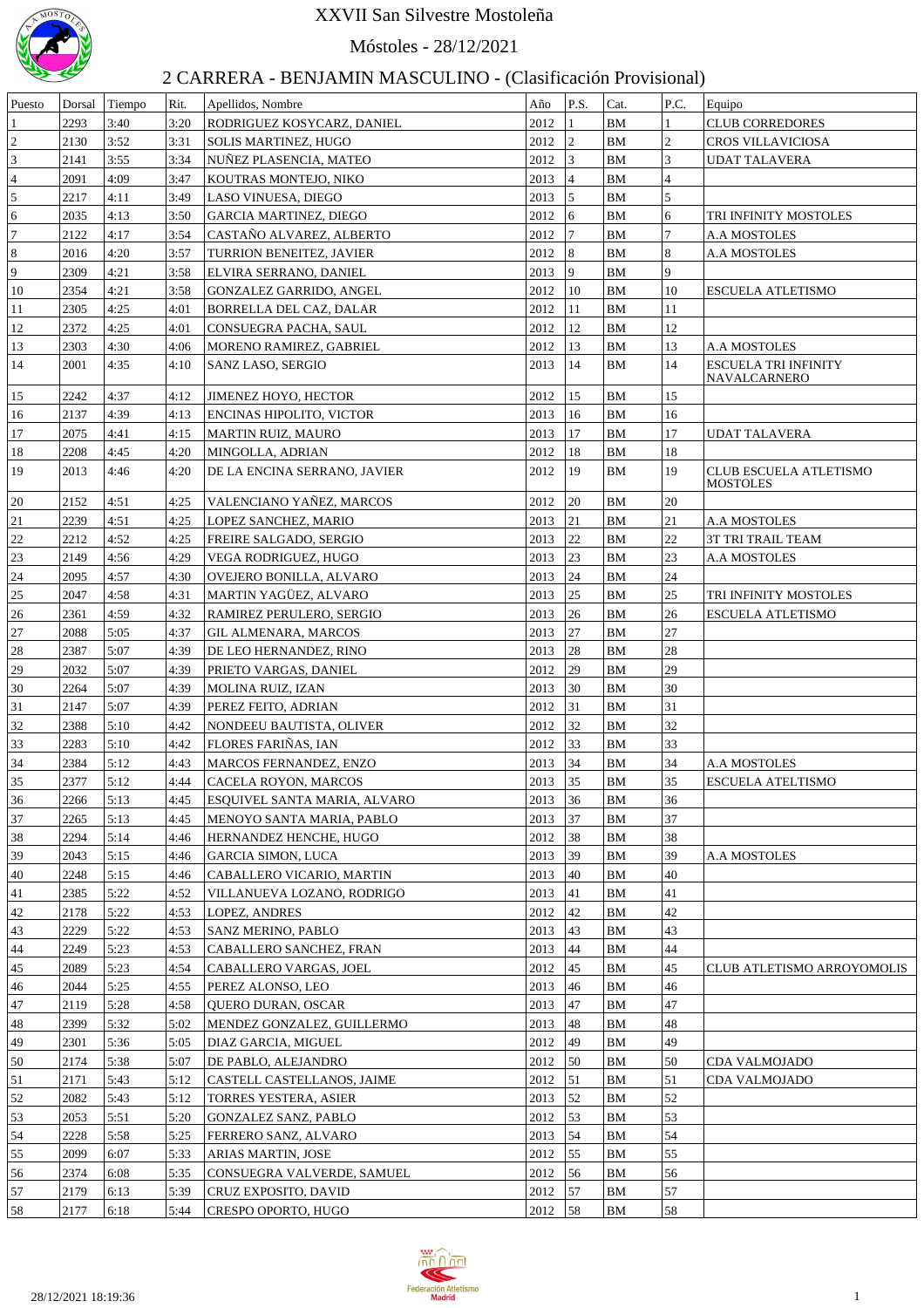# XXVII San Silvestre Mostoleña

## Móstoles - 28/12/2021

## 2 CARRERA - BENJAMIN MASCULINO - (Clasificación Provisional)

| Puesto | Dorsal | Tiempo | Rit. | Apellidos, Nombre | Año | P.S. | Cat. | P.C. | Equipo |
|---|---|---|---|---|---|---|---|---|---|
| 1 | 2293 | 3:40 | 3:20 | RODRIGUEZ KOSYCARZ, DANIEL | 2012 | 1 | BM | 1 | CLUB CORREDORES |
| 2 | 2130 | 3:52 | 3:31 | SOLIS MARTINEZ, HUGO | 2012 | 2 | BM | 2 | CROS VILLAVICIOSA |
| 3 | 2141 | 3:55 | 3:34 | NUÑEZ PLASENCIA, MATEO | 2012 | 3 | BM | 3 | UDAT TALAVERA |
| 4 | 2091 | 4:09 | 3:47 | KOUTRAS MONTEJO, NIKO | 2013 | 4 | BM | 4 | |
| 5 | 2217 | 4:11 | 3:49 | LASO VINUESA, DIEGO | 2013 | 5 | BM | 5 | |
| 6 | 2035 | 4:13 | 3:50 | GARCIA MARTINEZ, DIEGO | 2012 | 6 | BM | 6 | TRI INFINITY MOSTOLES |
| 7 | 2122 | 4:17 | 3:54 | CASTAÑO ALVAREZ, ALBERTO | 2012 | 7 | BM | 7 | A.A MOSTOLES |
| 8 | 2016 | 4:20 | 3:57 | TURRION BENEITEZ, JAVIER | 2012 | 8 | BM | 8 | A.A MOSTOLES |
| 9 | 2309 | 4:21 | 3:58 | ELVIRA SERRANO, DANIEL | 2013 | 9 | BM | 9 | |
| 10 | 2354 | 4:21 | 3:58 | GONZALEZ GARRIDO, ANGEL | 2012 | 10 | BM | 10 | ESCUELA ATLETISMO |
| 11 | 2305 | 4:25 | 4:01 | BORRELLA DEL CAZ, DALAR | 2012 | 11 | BM | 11 | |
| 12 | 2372 | 4:25 | 4:01 | CONSUEGRA PACHA, SAUL | 2012 | 12 | BM | 12 | |
| 13 | 2303 | 4:30 | 4:06 | MORENO RAMIREZ, GABRIEL | 2012 | 13 | BM | 13 | A.A MOSTOLES |
| 14 | 2001 | 4:35 | 4:10 | SANZ LASO, SERGIO | 2013 | 14 | BM | 14 | ESCUELA TRI INFINITY NAVALCARNERO |
| 15 | 2242 | 4:37 | 4:12 | JIMENEZ HOYO, HECTOR | 2012 | 15 | BM | 15 | |
| 16 | 2137 | 4:39 | 4:13 | ENCINAS HIPOLITO, VICTOR | 2013 | 16 | BM | 16 | |
| 17 | 2075 | 4:41 | 4:15 | MARTIN RUIZ, MAURO | 2013 | 17 | BM | 17 | UDAT TALAVERA |
| 18 | 2208 | 4:45 | 4:20 | MINGOLLA, ADRIAN | 2012 | 18 | BM | 18 | |
| 19 | 2013 | 4:46 | 4:20 | DE LA ENCINA SERRANO, JAVIER | 2012 | 19 | BM | 19 | CLUB ESCUELA ATLETISMO MOSTOLES |
| 20 | 2152 | 4:51 | 4:25 | VALENCIANO YAÑEZ, MARCOS | 2012 | 20 | BM | 20 | |
| 21 | 2239 | 4:51 | 4:25 | LOPEZ SANCHEZ, MARIO | 2013 | 21 | BM | 21 | A.A MOSTOLES |
| 22 | 2212 | 4:52 | 4:25 | FREIRE SALGADO, SERGIO | 2013 | 22 | BM | 22 | 3T TRI TRAIL TEAM |
| 23 | 2149 | 4:56 | 4:29 | VEGA RODRIGUEZ, HUGO | 2013 | 23 | BM | 23 | A.A MOSTOLES |
| 24 | 2095 | 4:57 | 4:30 | OVEJERO BONILLA, ALVARO | 2013 | 24 | BM | 24 | |
| 25 | 2047 | 4:58 | 4:31 | MARTIN YAGÜEZ, ALVARO | 2013 | 25 | BM | 25 | TRI INFINITY MOSTOLES |
| 26 | 2361 | 4:59 | 4:32 | RAMIREZ PERULERO, SERGIO | 2013 | 26 | BM | 26 | ESCUELA ATLETISMO |
| 27 | 2088 | 5:05 | 4:37 | GIL ALMENARA, MARCOS | 2013 | 27 | BM | 27 | |
| 28 | 2387 | 5:07 | 4:39 | DE LEO HERNANDEZ, RINO | 2013 | 28 | BM | 28 | |
| 29 | 2032 | 5:07 | 4:39 | PRIETO VARGAS, DANIEL | 2012 | 29 | BM | 29 | |
| 30 | 2264 | 5:07 | 4:39 | MOLINA RUIZ, IZAN | 2013 | 30 | BM | 30 | |
| 31 | 2147 | 5:07 | 4:39 | PEREZ FEITO, ADRIAN | 2012 | 31 | BM | 31 | |
| 32 | 2388 | 5:10 | 4:42 | NONDEEU BAUTISTA, OLIVER | 2012 | 32 | BM | 32 | |
| 33 | 2283 | 5:10 | 4:42 | FLORES FARIÑAS, IAN | 2012 | 33 | BM | 33 | |
| 34 | 2384 | 5:12 | 4:43 | MARCOS FERNANDEZ, ENZO | 2013 | 34 | BM | 34 | A.A MOSTOLES |
| 35 | 2377 | 5:12 | 4:44 | CACELA ROYON, MARCOS | 2013 | 35 | BM | 35 | ESCUELA ATELTISMO |
| 36 | 2266 | 5:13 | 4:45 | ESQUIVEL SANTA MARIA, ALVARO | 2013 | 36 | BM | 36 | |
| 37 | 2265 | 5:13 | 4:45 | MENOYO SANTA MARIA, PABLO | 2013 | 37 | BM | 37 | |
| 38 | 2294 | 5:14 | 4:46 | HERNANDEZ HENCHE, HUGO | 2012 | 38 | BM | 38 | |
| 39 | 2043 | 5:15 | 4:46 | GARCIA SIMON, LUCA | 2013 | 39 | BM | 39 | A.A MOSTOLES |
| 40 | 2248 | 5:15 | 4:46 | CABALLERO VICARIO, MARTIN | 2013 | 40 | BM | 40 | |
| 41 | 2385 | 5:22 | 4:52 | VILLANUEVA LOZANO, RODRIGO | 2013 | 41 | BM | 41 | |
| 42 | 2178 | 5:22 | 4:53 | LOPEZ, ANDRES | 2012 | 42 | BM | 42 | |
| 43 | 2229 | 5:22 | 4:53 | SANZ MERINO, PABLO | 2013 | 43 | BM | 43 | |
| 44 | 2249 | 5:23 | 4:53 | CABALLERO SANCHEZ, FRAN | 2013 | 44 | BM | 44 | |
| 45 | 2089 | 5:23 | 4:54 | CABALLERO VARGAS, JOEL | 2012 | 45 | BM | 45 | CLUB ATLETISMO ARROYOMOLIS |
| 46 | 2044 | 5:25 | 4:55 | PEREZ ALONSO, LEO | 2013 | 46 | BM | 46 | |
| 47 | 2119 | 5:28 | 4:58 | QUERO DURAN, OSCAR | 2013 | 47 | BM | 47 | |
| 48 | 2399 | 5:32 | 5:02 | MENDEZ GONZALEZ, GUILLERMO | 2013 | 48 | BM | 48 | |
| 49 | 2301 | 5:36 | 5:05 | DIAZ GARCIA, MIGUEL | 2012 | 49 | BM | 49 | |
| 50 | 2174 | 5:38 | 5:07 | DE PABLO, ALEJANDRO | 2012 | 50 | BM | 50 | CDA VALMOJADO |
| 51 | 2171 | 5:43 | 5:12 | CASTELL CASTELLANOS, JAIME | 2012 | 51 | BM | 51 | CDA VALMOJADO |
| 52 | 2082 | 5:43 | 5:12 | TORRES YESTERA, ASIER | 2013 | 52 | BM | 52 | |
| 53 | 2053 | 5:51 | 5:20 | GONZALEZ SANZ, PABLO | 2012 | 53 | BM | 53 | |
| 54 | 2228 | 5:58 | 5:25 | FERRERO SANZ, ALVARO | 2013 | 54 | BM | 54 | |
| 55 | 2099 | 6:07 | 5:33 | ARIAS MARTIN, JOSE | 2012 | 55 | BM | 55 | |
| 56 | 2374 | 6:08 | 5:35 | CONSUEGRA VALVERDE, SAMUEL | 2012 | 56 | BM | 56 | |
| 57 | 2179 | 6:13 | 5:39 | CRUZ EXPOSITO, DAVID | 2012 | 57 | BM | 57 | |
| 58 | 2177 | 6:18 | 5:44 | CRESPO OPORTO, HUGO | 2012 | 58 | BM | 58 | |

28/12/2021 18:19:36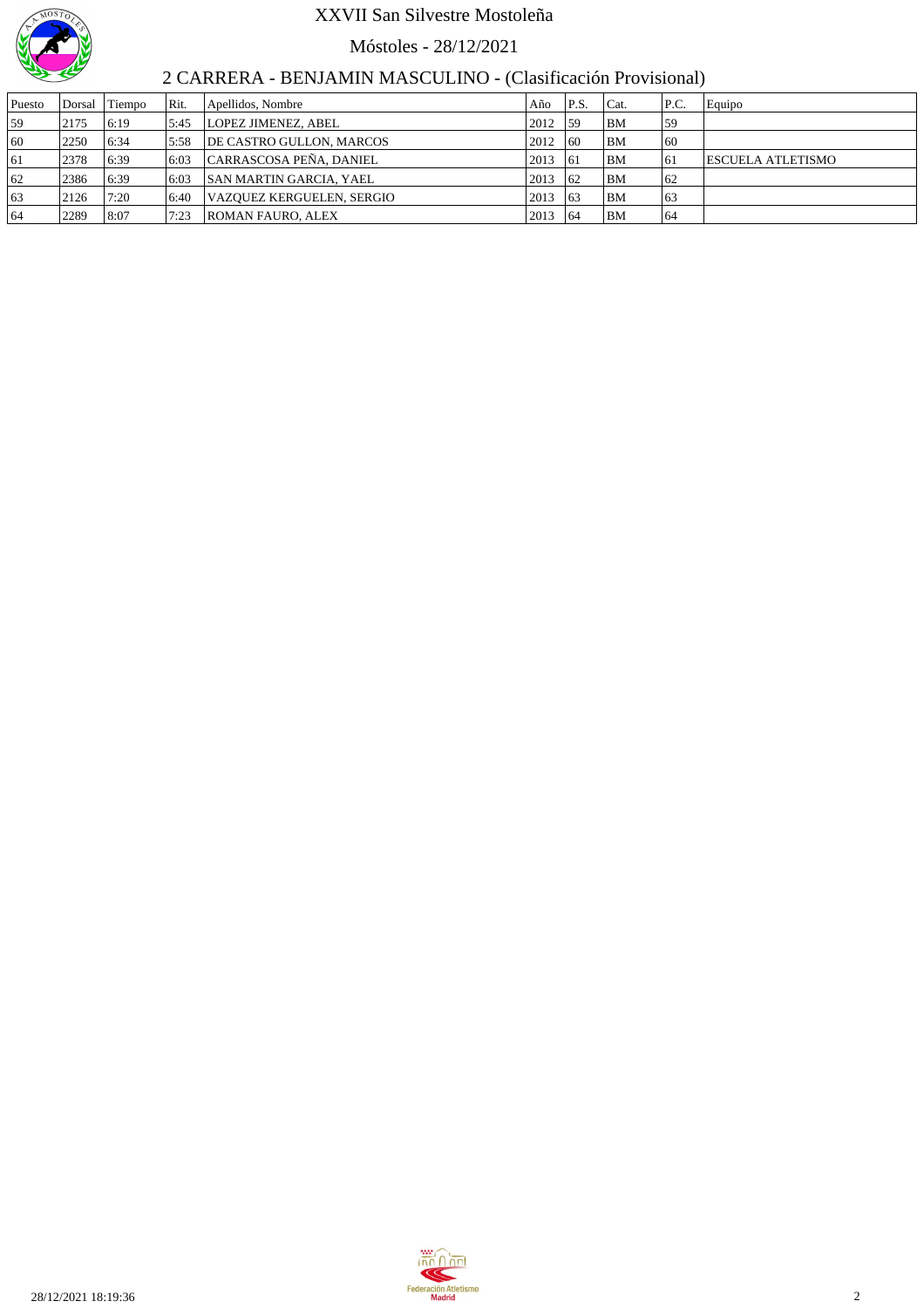# XXVII San Silvestre Mostoleña

Móstoles - 28/12/2021

## 2 CARRERA - BENJAMIN MASCULINO - (Clasificación Provisional)

| Puesto | Dorsal | Tiempo | Rit. | Apellidos, Nombre | Año | P.S. | Cat. | P.C. | Equipo |
|---|---|---|---|---|---|---|---|---|---|
| 59 | 2175 | 6:19 | 5:45 | LOPEZ JIMENEZ, ABEL | 2012 | 59 | BM | 59 | |
| 60 | 2250 | 6:34 | 5:58 | DE CASTRO GULLON, MARCOS | 2012 | 60 | BM | 60 | |
| 61 | 2378 | 6:39 | 6:03 | CARRASCOSA PEÑA, DANIEL | 2013 | 61 | BM | 61 | ESCUELA ATLETISMO |
| 62 | 2386 | 6:39 | 6:03 | SAN MARTIN GARCIA, YAEL | 2013 | 62 | BM | 62 | |
| 63 | 2126 | 7:20 | 6:40 | VAZQUEZ KERGUELEN, SERGIO | 2013 | 63 | BM | 63 | |
| 64 | 2289 | 8:07 | 7:23 | ROMAN FAURO, ALEX | 2013 | 64 | BM | 64 | |

28/12/2021 18:19:36

Federación Atletismo Madrid